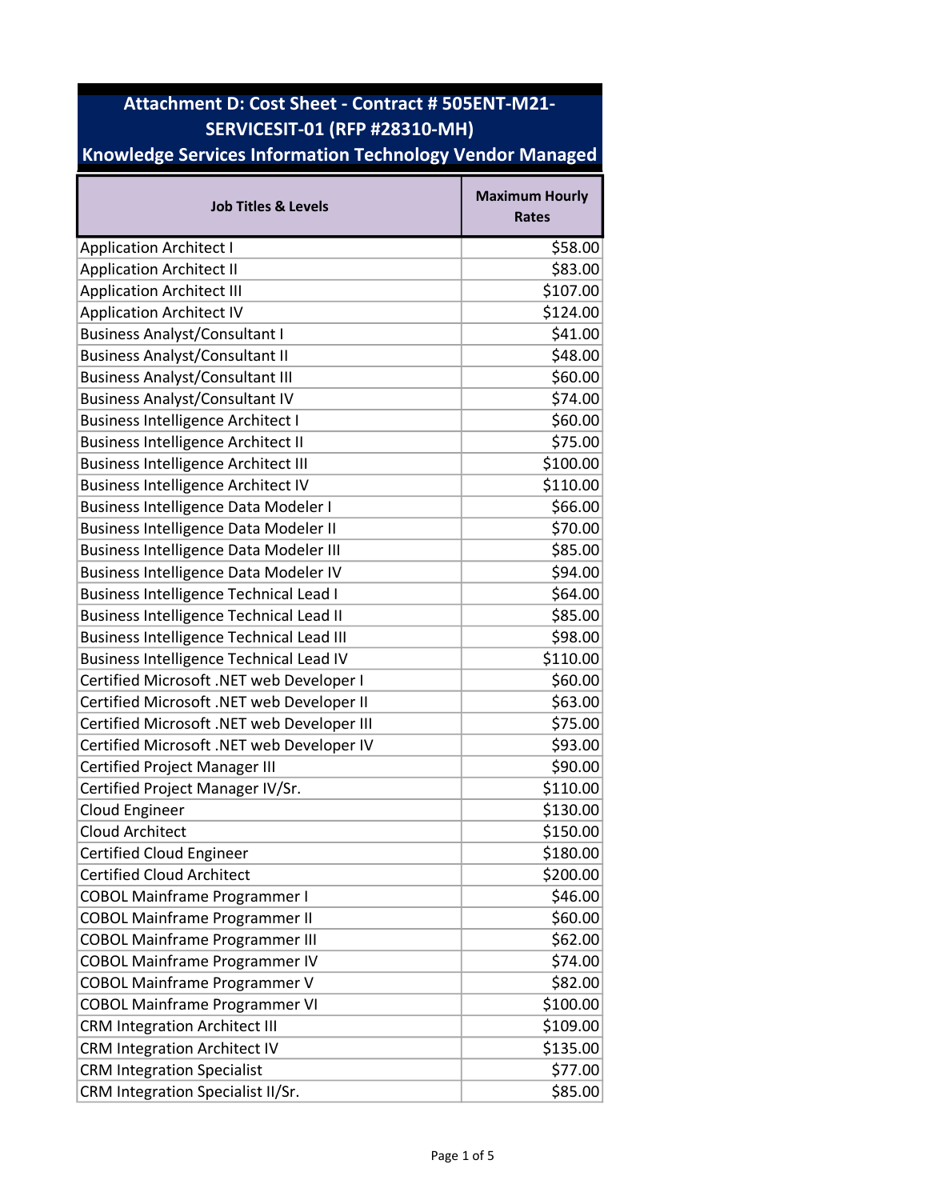# Attachment D: Cost Sheet - Contract # 505ENT-M21-SERVICESIT-01 (RFP #28310-MH)

## Knowledge Services Information Technology Vendor Managed

| Job Titles & Levels | Maximum Hourly Rates |
| --- | --- |
| Application Architect I | $58.00 |
| Application Architect II | $83.00 |
| Application Architect III | $107.00 |
| Application Architect IV | $124.00 |
| Business Analyst/Consultant I | $41.00 |
| Business Analyst/Consultant II | $48.00 |
| Business Analyst/Consultant III | $60.00 |
| Business Analyst/Consultant IV | $74.00 |
| Business Intelligence Architect I | $60.00 |
| Business Intelligence Architect II | $75.00 |
| Business Intelligence Architect III | $100.00 |
| Business Intelligence Architect IV | $110.00 |
| Business Intelligence Data Modeler I | $66.00 |
| Business Intelligence Data Modeler II | $70.00 |
| Business Intelligence Data Modeler III | $85.00 |
| Business Intelligence Data Modeler IV | $94.00 |
| Business Intelligence Technical Lead I | $64.00 |
| Business Intelligence Technical Lead II | $85.00 |
| Business Intelligence Technical Lead III | $98.00 |
| Business Intelligence Technical Lead IV | $110.00 |
| Certified Microsoft .NET web Developer I | $60.00 |
| Certified Microsoft .NET web Developer II | $63.00 |
| Certified Microsoft .NET web Developer III | $75.00 |
| Certified Microsoft .NET web Developer IV | $93.00 |
| Certified Project Manager III | $90.00 |
| Certified Project Manager IV/Sr. | $110.00 |
| Cloud Engineer | $130.00 |
| Cloud Architect | $150.00 |
| Certified Cloud Engineer | $180.00 |
| Certified Cloud Architect | $200.00 |
| COBOL Mainframe Programmer I | $46.00 |
| COBOL Mainframe Programmer II | $60.00 |
| COBOL Mainframe Programmer III | $62.00 |
| COBOL Mainframe Programmer IV | $74.00 |
| COBOL Mainframe Programmer V | $82.00 |
| COBOL Mainframe Programmer VI | $100.00 |
| CRM Integration Architect III | $109.00 |
| CRM Integration Architect IV | $135.00 |
| CRM Integration Specialist | $77.00 |
| CRM Integration Specialist II/Sr. | $85.00 |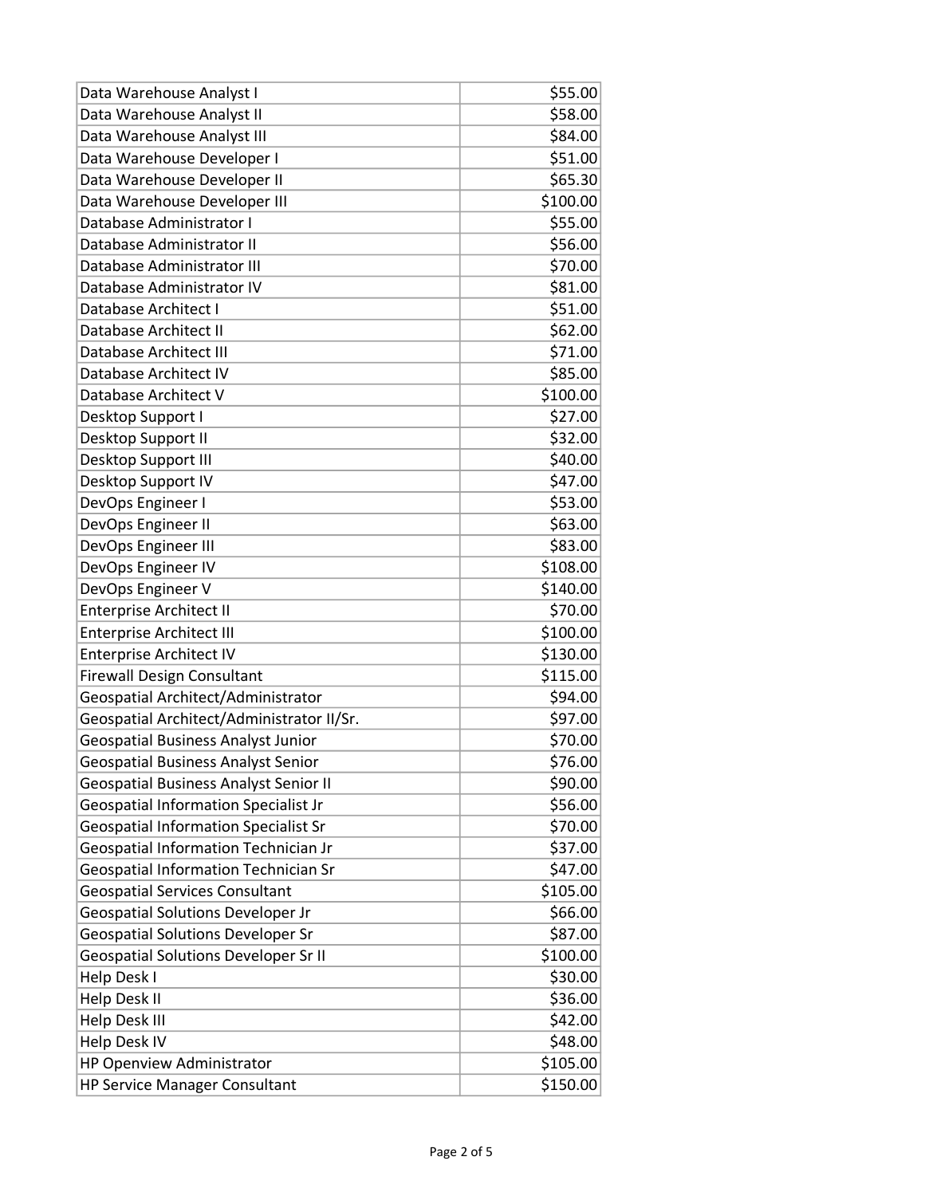| | |
|---|---|
| Data Warehouse Analyst I | $55.00 |
| Data Warehouse Analyst II | $58.00 |
| Data Warehouse Analyst III | $84.00 |
| Data Warehouse Developer I | $51.00 |
| Data Warehouse Developer II | $65.30 |
| Data Warehouse Developer III | $100.00 |
| Database Administrator I | $55.00 |
| Database Administrator II | $56.00 |
| Database Administrator III | $70.00 |
| Database Administrator IV | $81.00 |
| Database Architect I | $51.00 |
| Database Architect II | $62.00 |
| Database Architect III | $71.00 |
| Database Architect IV | $85.00 |
| Database Architect V | $100.00 |
| Desktop Support I | $27.00 |
| Desktop Support II | $32.00 |
| Desktop Support III | $40.00 |
| Desktop Support IV | $47.00 |
| DevOps Engineer I | $53.00 |
| DevOps Engineer II | $63.00 |
| DevOps Engineer III | $83.00 |
| DevOps Engineer IV | $108.00 |
| DevOps Engineer V | $140.00 |
| Enterprise Architect II | $70.00 |
| Enterprise Architect III | $100.00 |
| Enterprise Architect IV | $130.00 |
| Firewall Design Consultant | $115.00 |
| Geospatial Architect/Administrator | $94.00 |
| Geospatial Architect/Administrator II/Sr. | $97.00 |
| Geospatial Business Analyst Junior | $70.00 |
| Geospatial Business Analyst Senior | $76.00 |
| Geospatial Business Analyst Senior II | $90.00 |
| Geospatial Information Specialist Jr | $56.00 |
| Geospatial Information Specialist Sr | $70.00 |
| Geospatial Information Technician Jr | $37.00 |
| Geospatial Information Technician Sr | $47.00 |
| Geospatial Services Consultant | $105.00 |
| Geospatial Solutions Developer Jr | $66.00 |
| Geospatial Solutions Developer Sr | $87.00 |
| Geospatial Solutions Developer Sr II | $100.00 |
| Help Desk I | $30.00 |
| Help Desk II | $36.00 |
| Help Desk III | $42.00 |
| Help Desk IV | $48.00 |
| HP Openview Administrator | $105.00 |
| HP Service Manager Consultant | $150.00 |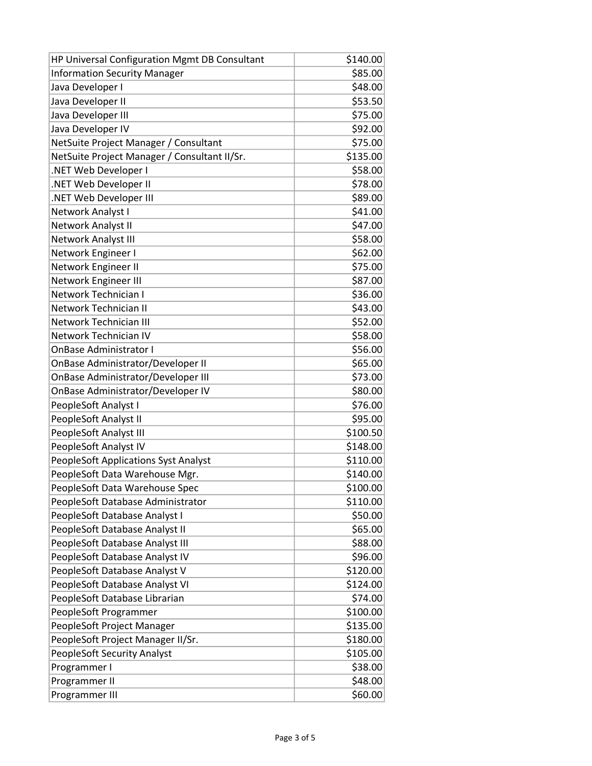| | |
|---|---|
| HP Universal Configuration Mgmt DB Consultant | $140.00 |
| Information Security Manager | $85.00 |
| Java Developer I | $48.00 |
| Java Developer II | $53.50 |
| Java Developer III | $75.00 |
| Java Developer IV | $92.00 |
| NetSuite Project Manager / Consultant | $75.00 |
| NetSuite Project Manager / Consultant II/Sr. | $135.00 |
| .NET Web Developer I | $58.00 |
| .NET Web Developer II | $78.00 |
| .NET Web Developer III | $89.00 |
| Network Analyst I | $41.00 |
| Network Analyst II | $47.00 |
| Network Analyst III | $58.00 |
| Network Engineer I | $62.00 |
| Network Engineer II | $75.00 |
| Network Engineer III | $87.00 |
| Network Technician I | $36.00 |
| Network Technician II | $43.00 |
| Network Technician III | $52.00 |
| Network Technician IV | $58.00 |
| OnBase Administrator I | $56.00 |
| OnBase Administrator/Developer II | $65.00 |
| OnBase Administrator/Developer III | $73.00 |
| OnBase Administrator/Developer IV | $80.00 |
| PeopleSoft Analyst I | $76.00 |
| PeopleSoft Analyst II | $95.00 |
| PeopleSoft Analyst III | $100.50 |
| PeopleSoft Analyst IV | $148.00 |
| PeopleSoft Applications Syst Analyst | $110.00 |
| PeopleSoft Data Warehouse Mgr. | $140.00 |
| PeopleSoft Data Warehouse Spec | $100.00 |
| PeopleSoft Database Administrator | $110.00 |
| PeopleSoft Database Analyst I | $50.00 |
| PeopleSoft Database Analyst II | $65.00 |
| PeopleSoft Database Analyst III | $88.00 |
| PeopleSoft Database Analyst IV | $96.00 |
| PeopleSoft Database Analyst V | $120.00 |
| PeopleSoft Database Analyst VI | $124.00 |
| PeopleSoft Database Librarian | $74.00 |
| PeopleSoft Programmer | $100.00 |
| PeopleSoft Project Manager | $135.00 |
| PeopleSoft Project Manager II/Sr. | $180.00 |
| PeopleSoft Security Analyst | $105.00 |
| Programmer I | $38.00 |
| Programmer II | $48.00 |
| Programmer III | $60.00 |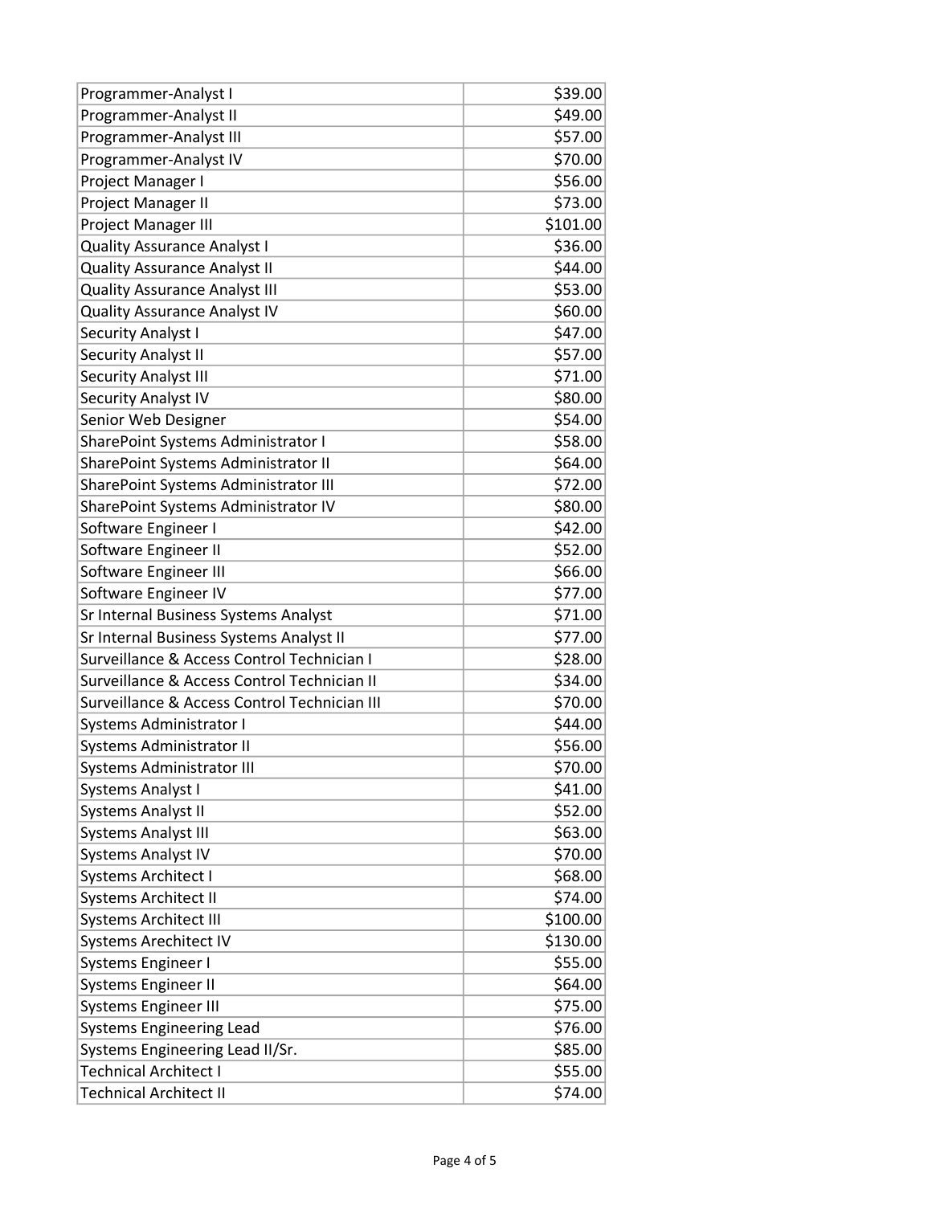| | |
|---|---|
| Programmer-Analyst I | $39.00 |
| Programmer-Analyst II | $49.00 |
| Programmer-Analyst III | $57.00 |
| Programmer-Analyst IV | $70.00 |
| Project Manager I | $56.00 |
| Project Manager II | $73.00 |
| Project Manager III | $101.00 |
| Quality Assurance Analyst I | $36.00 |
| Quality Assurance Analyst II | $44.00 |
| Quality Assurance Analyst III | $53.00 |
| Quality Assurance Analyst IV | $60.00 |
| Security Analyst I | $47.00 |
| Security Analyst II | $57.00 |
| Security Analyst III | $71.00 |
| Security Analyst IV | $80.00 |
| Senior Web Designer | $54.00 |
| SharePoint Systems Administrator I | $58.00 |
| SharePoint Systems Administrator II | $64.00 |
| SharePoint Systems Administrator III | $72.00 |
| SharePoint Systems Administrator IV | $80.00 |
| Software Engineer I | $42.00 |
| Software Engineer II | $52.00 |
| Software Engineer III | $66.00 |
| Software Engineer IV | $77.00 |
| Sr Internal Business Systems Analyst | $71.00 |
| Sr Internal Business Systems Analyst II | $77.00 |
| Surveillance & Access Control Technician I | $28.00 |
| Surveillance & Access Control Technician II | $34.00 |
| Surveillance & Access Control Technician III | $70.00 |
| Systems Administrator I | $44.00 |
| Systems Administrator II | $56.00 |
| Systems Administrator III | $70.00 |
| Systems Analyst I | $41.00 |
| Systems Analyst II | $52.00 |
| Systems Analyst III | $63.00 |
| Systems Analyst IV | $70.00 |
| Systems Architect I | $68.00 |
| Systems Architect II | $74.00 |
| Systems Architect III | $100.00 |
| Systems Arechitect IV | $130.00 |
| Systems Engineer I | $55.00 |
| Systems Engineer II | $64.00 |
| Systems Engineer III | $75.00 |
| Systems Engineering Lead | $76.00 |
| Systems Engineering Lead II/Sr. | $85.00 |
| Technical Architect I | $55.00 |
| Technical Architect II | $74.00 |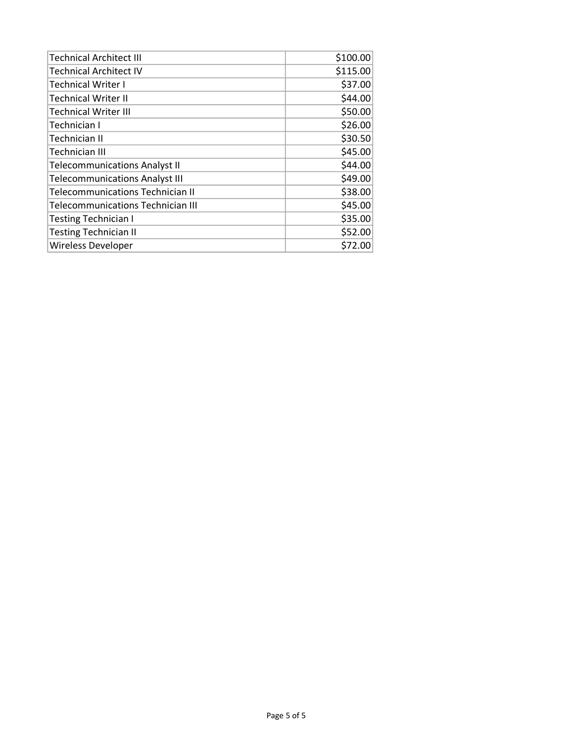| | |
|---|---|
| Technical Architect III | $100.00 |
| Technical Architect IV | $115.00 |
| Technical Writer I | $37.00 |
| Technical Writer II | $44.00 |
| Technical Writer III | $50.00 |
| Technician I | $26.00 |
| Technician II | $30.50 |
| Technician III | $45.00 |
| Telecommunications Analyst II | $44.00 |
| Telecommunications Analyst III | $49.00 |
| Telecommunications Technician II | $38.00 |
| Telecommunications Technician III | $45.00 |
| Testing Technician I | $35.00 |
| Testing Technician II | $52.00 |
| Wireless Developer | $72.00 |